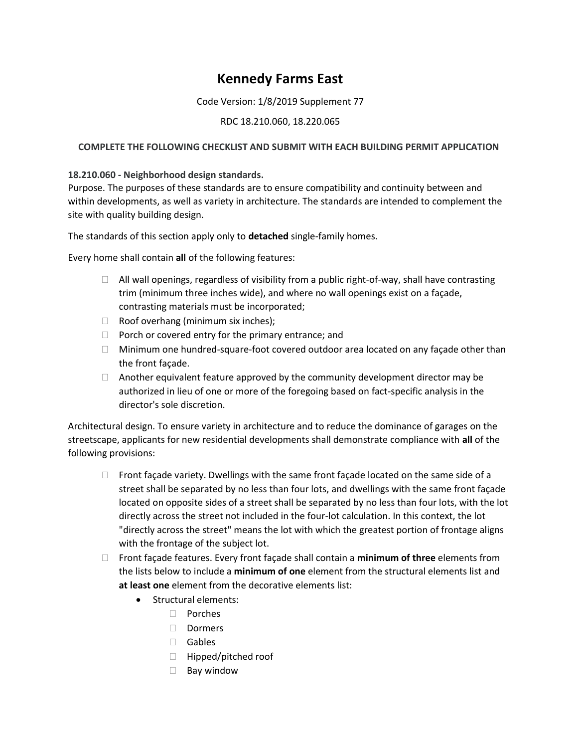# Kennedy Farms East

Code Version: 1/8/2019 Supplement 77

RDC 18.210.060, 18.220.065

**COMPLETE THE FOLLOWING CHECKLIST AND SUBMIT WITH EACH BUILDING PERMIT APPLICATION**

**18.210.060 - Neighborhood design standards.**
Purpose. The purposes of these standards are to ensure compatibility and continuity between and within developments, as well as variety in architecture. The standards are intended to complement the site with quality building design.

The standards of this section apply only to **detached** single-family homes.

Every home shall contain **all** of the following features:

- ☐ All wall openings, regardless of visibility from a public right-of-way, shall have contrasting trim (minimum three inches wide), and where no wall openings exist on a façade, contrasting materials must be incorporated;
- ☐ Roof overhang (minimum six inches);
- ☐ Porch or covered entry for the primary entrance; and
- ☐ Minimum one hundred-square-foot covered outdoor area located on any façade other than the front façade.
- ☐ Another equivalent feature approved by the community development director may be authorized in lieu of one or more of the foregoing based on fact-specific analysis in the director's sole discretion.

Architectural design. To ensure variety in architecture and to reduce the dominance of garages on the streetscape, applicants for new residential developments shall demonstrate compliance with **all** of the following provisions:

- ☐ Front façade variety. Dwellings with the same front façade located on the same side of a street shall be separated by no less than four lots, and dwellings with the same front façade located on opposite sides of a street shall be separated by no less than four lots, with the lot directly across the street not included in the four-lot calculation. In this context, the lot "directly across the street" means the lot with which the greatest portion of frontage aligns with the frontage of the subject lot.
- ☐ Front façade features. Every front façade shall contain a **minimum of three** elements from the lists below to include a **minimum of one** element from the structural elements list and **at least one** element from the decorative elements list:
  - Structural elements:
    - ☐ Porches
    - ☐ Dormers
    - ☐ Gables
    - ☐ Hipped/pitched roof
    - ☐ Bay window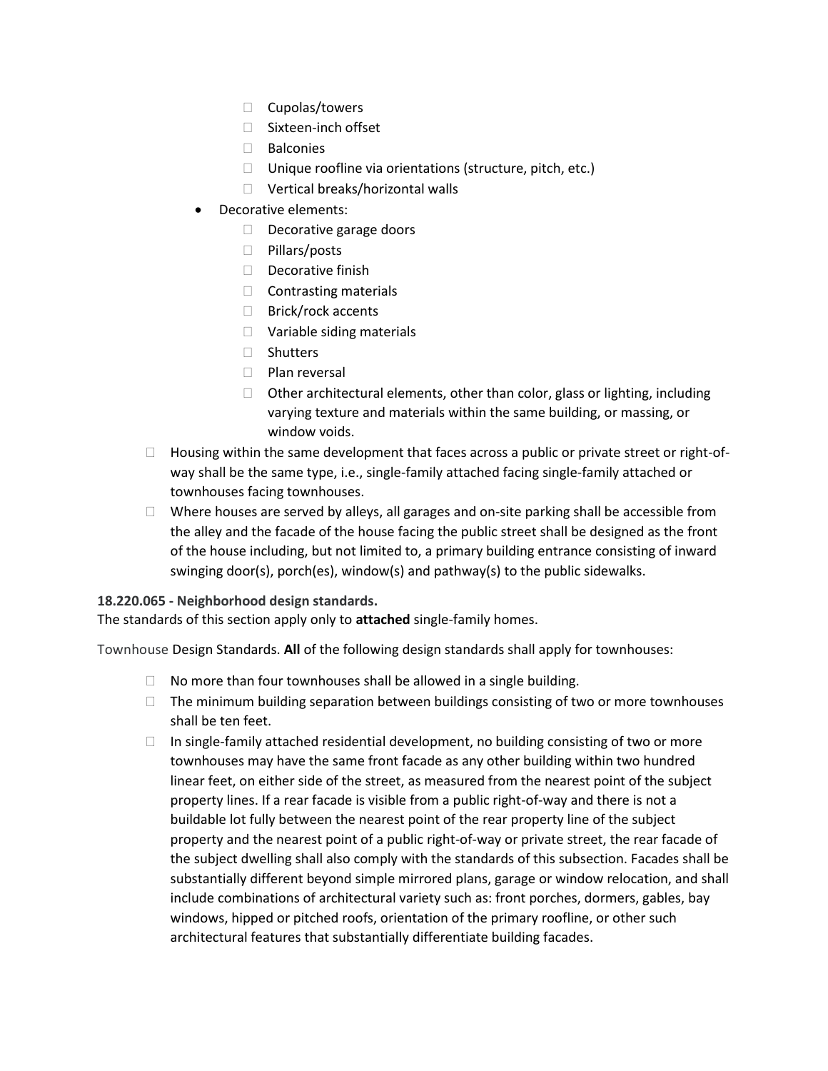- Cupolas/towers
- Sixteen-inch offset
- Balconies
- Unique roofline via orientations (structure, pitch, etc.)
- Vertical breaks/horizontal walls

- Decorative elements:
  - Decorative garage doors
  - Pillars/posts
  - Decorative finish
  - Contrasting materials
  - Brick/rock accents
  - Variable siding materials
  - Shutters
  - Plan reversal
  - Other architectural elements, other than color, glass or lighting, including varying texture and materials within the same building, or massing, or window voids.

- Housing within the same development that faces across a public or private street or right-of-way shall be the same type, i.e., single-family attached facing single-family attached or townhouses facing townhouses.
- Where houses are served by alleys, all garages and on-site parking shall be accessible from the alley and the facade of the house facing the public street shall be designed as the front of the house including, but not limited to, a primary building entrance consisting of inward swinging door(s), porch(es), window(s) and pathway(s) to the public sidewalks.

**18.220.065 - Neighborhood design standards.**

The standards of this section apply only to **attached** single-family homes.

Townhouse Design Standards. **All** of the following design standards shall apply for townhouses:

- No more than four townhouses shall be allowed in a single building.
- The minimum building separation between buildings consisting of two or more townhouses shall be ten feet.
- In single-family attached residential development, no building consisting of two or more townhouses may have the same front facade as any other building within two hundred linear feet, on either side of the street, as measured from the nearest point of the subject property lines. If a rear facade is visible from a public right-of-way and there is not a buildable lot fully between the nearest point of the rear property line of the subject property and the nearest point of a public right-of-way or private street, the rear facade of the subject dwelling shall also comply with the standards of this subsection. Facades shall be substantially different beyond simple mirrored plans, garage or window relocation, and shall include combinations of architectural variety such as: front porches, dormers, gables, bay windows, hipped or pitched roofs, orientation of the primary roofline, or other such architectural features that substantially differentiate building facades.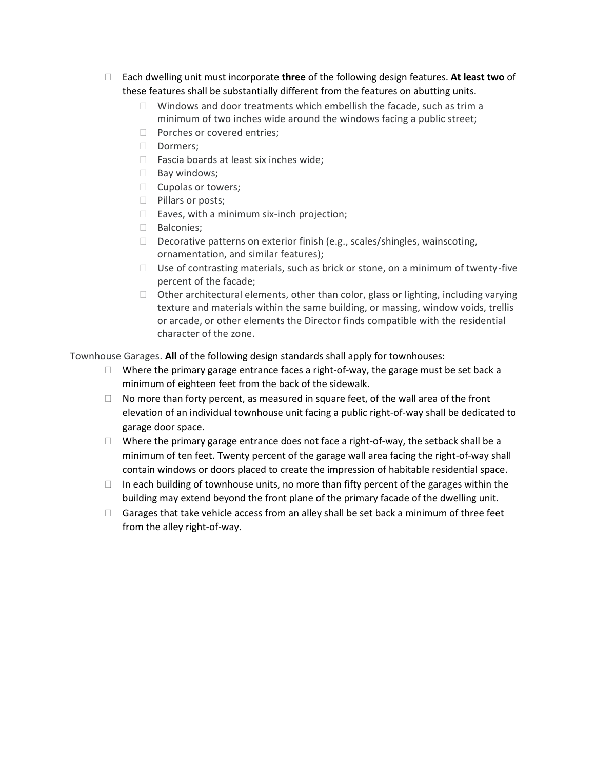- Each dwelling unit must incorporate **three** of the following design features. **At least two** of these features shall be substantially different from the features on abutting units.
  - Windows and door treatments which embellish the facade, such as trim a minimum of two inches wide around the windows facing a public street;
  - Porches or covered entries;
  - Dormers;
  - Fascia boards at least six inches wide;
  - Bay windows;
  - Cupolas or towers;
  - Pillars or posts;
  - Eaves, with a minimum six-inch projection;
  - Balconies;
  - Decorative patterns on exterior finish (e.g., scales/shingles, wainscoting, ornamentation, and similar features);
  - Use of contrasting materials, such as brick or stone, on a minimum of twenty-five percent of the facade;
  - Other architectural elements, other than color, glass or lighting, including varying texture and materials within the same building, or massing, window voids, trellis or arcade, or other elements the Director finds compatible with the residential character of the zone.

Townhouse Garages. **All** of the following design standards shall apply for townhouses:

- Where the primary garage entrance faces a right-of-way, the garage must be set back a minimum of eighteen feet from the back of the sidewalk.
- No more than forty percent, as measured in square feet, of the wall area of the front elevation of an individual townhouse unit facing a public right-of-way shall be dedicated to garage door space.
- Where the primary garage entrance does not face a right-of-way, the setback shall be a minimum of ten feet. Twenty percent of the garage wall area facing the right-of-way shall contain windows or doors placed to create the impression of habitable residential space.
- In each building of townhouse units, no more than fifty percent of the garages within the building may extend beyond the front plane of the primary facade of the dwelling unit.
- Garages that take vehicle access from an alley shall be set back a minimum of three feet from the alley right-of-way.